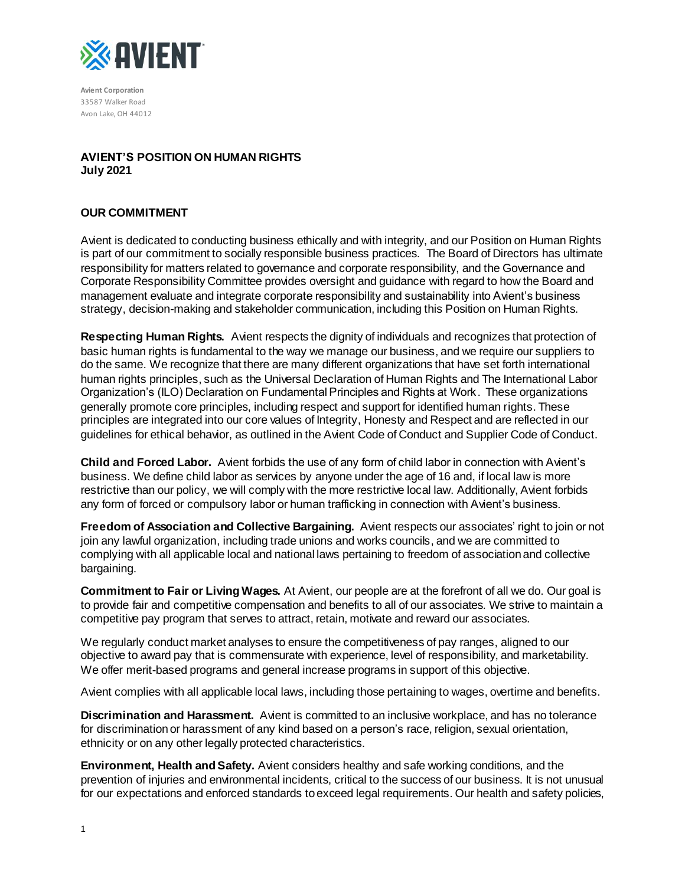**Avient Corporation**
33587 Walker Road
Avon Lake, OH 44012

**AVIENT'S POSITION ON HUMAN RIGHTS**
**July 2021**

## OUR COMMITMENT

Avient is dedicated to conducting business ethically and with integrity, and our Position on Human Rights is part of our commitment to socially responsible business practices. The Board of Directors has ultimate responsibility for matters related to governance and corporate responsibility, and the Governance and Corporate Responsibility Committee provides oversight and guidance with regard to how the Board and management evaluate and integrate corporate responsibility and sustainability into Avient's business strategy, decision-making and stakeholder communication, including this Position on Human Rights.

**Respecting Human Rights.** Avient respects the dignity of individuals and recognizes that protection of basic human rights is fundamental to the way we manage our business, and we require our suppliers to do the same. We recognize that there are many different organizations that have set forth international human rights principles, such as the Universal Declaration of Human Rights and The International Labor Organization's (ILO) Declaration on Fundamental Principles and Rights at Work. These organizations generally promote core principles, including respect and support for identified human rights. These principles are integrated into our core values of Integrity, Honesty and Respect and are reflected in our guidelines for ethical behavior, as outlined in the Avient Code of Conduct and Supplier Code of Conduct.

**Child and Forced Labor.** Avient forbids the use of any form of child labor in connection with Avient's business. We define child labor as services by anyone under the age of 16 and, if local law is more restrictive than our policy, we will comply with the more restrictive local law. Additionally, Avient forbids any form of forced or compulsory labor or human trafficking in connection with Avient's business.

**Freedom of Association and Collective Bargaining.** Avient respects our associates' right to join or not join any lawful organization, including trade unions and works councils, and we are committed to complying with all applicable local and national laws pertaining to freedom of association and collective bargaining.

**Commitment to Fair or Living Wages.** At Avient, our people are at the forefront of all we do. Our goal is to provide fair and competitive compensation and benefits to all of our associates. We strive to maintain a competitive pay program that serves to attract, retain, motivate and reward our associates.

We regularly conduct market analyses to ensure the competitiveness of pay ranges, aligned to our objective to award pay that is commensurate with experience, level of responsibility, and marketability. We offer merit-based programs and general increase programs in support of this objective.

Avient complies with all applicable local laws, including those pertaining to wages, overtime and benefits.

**Discrimination and Harassment.** Avient is committed to an inclusive workplace, and has no tolerance for discrimination or harassment of any kind based on a person's race, religion, sexual orientation, ethnicity or on any other legally protected characteristics.

**Environment, Health and Safety.** Avient considers healthy and safe working conditions, and the prevention of injuries and environmental incidents, critical to the success of our business. It is not unusual for our expectations and enforced standards to exceed legal requirements. Our health and safety policies,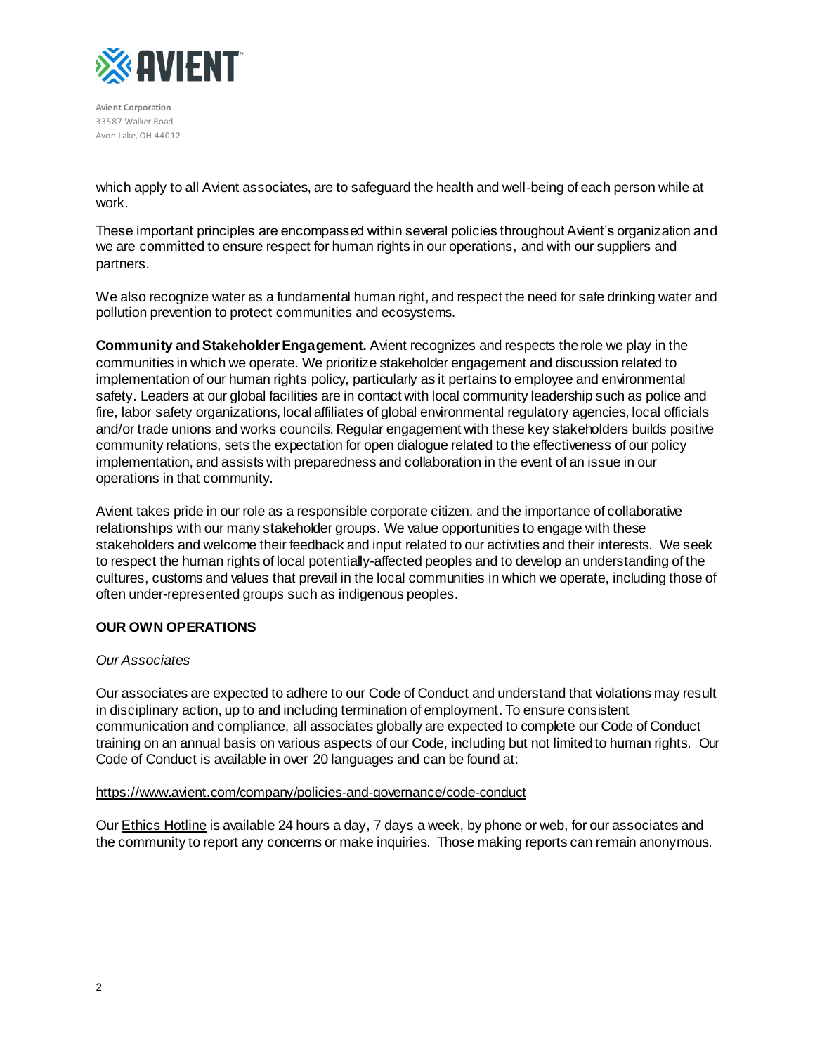which apply to all Avient associates, are to safeguard the health and well-being of each person while at work.

These important principles are encompassed within several policies throughout Avient's organization and we are committed to ensure respect for human rights in our operations, and with our suppliers and partners.

We also recognize water as a fundamental human right, and respect the need for safe drinking water and pollution prevention to protect communities and ecosystems.

**Community and Stakeholder Engagement.** Avient recognizes and respects the role we play in the communities in which we operate. We prioritize stakeholder engagement and discussion related to implementation of our human rights policy, particularly as it pertains to employee and environmental safety. Leaders at our global facilities are in contact with local community leadership such as police and fire, labor safety organizations, local affiliates of global environmental regulatory agencies, local officials and/or trade unions and works councils. Regular engagement with these key stakeholders builds positive community relations, sets the expectation for open dialogue related to the effectiveness of our policy implementation, and assists with preparedness and collaboration in the event of an issue in our operations in that community.

Avient takes pride in our role as a responsible corporate citizen, and the importance of collaborative relationships with our many stakeholder groups. We value opportunities to engage with these stakeholders and welcome their feedback and input related to our activities and their interests. We seek to respect the human rights of local potentially-affected peoples and to develop an understanding of the cultures, customs and values that prevail in the local communities in which we operate, including those of often under-represented groups such as indigenous peoples.

## OUR OWN OPERATIONS

*Our Associates*

Our associates are expected to adhere to our Code of Conduct and understand that violations may result in disciplinary action, up to and including termination of employment. To ensure consistent communication and compliance, all associates globally are expected to complete our Code of Conduct training on an annual basis on various aspects of our Code, including but not limited to human rights. Our Code of Conduct is available in over 20 languages and can be found at:

https://www.avient.com/company/policies-and-governance/code-conduct

Our Ethics Hotline is available 24 hours a day, 7 days a week, by phone or web, for our associates and the community to report any concerns or make inquiries. Those making reports can remain anonymous.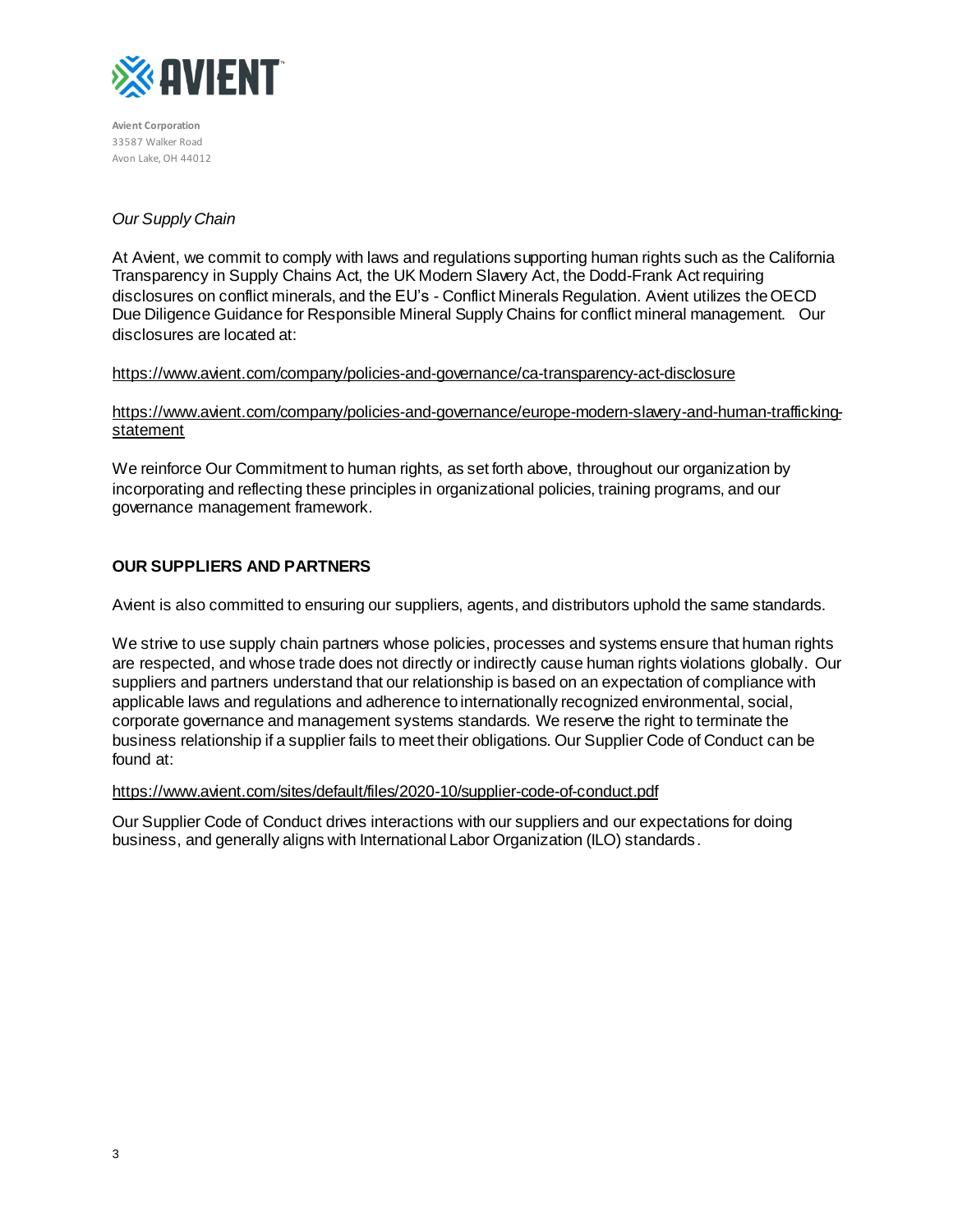**Avient Corporation**
33587 Walker Road
Avon Lake, OH 44012

*Our Supply Chain*

At Avient, we commit to comply with laws and regulations supporting human rights such as the California Transparency in Supply Chains Act, the UK Modern Slavery Act, the Dodd-Frank Act requiring disclosures on conflict minerals, and the EU's - Conflict Minerals Regulation. Avient utilizes the OECD Due Diligence Guidance for Responsible Mineral Supply Chains for conflict mineral management. Our disclosures are located at:

https://www.avient.com/company/policies-and-governance/ca-transparency-act-disclosure

https://www.avient.com/company/policies-and-governance/europe-modern-slavery-and-human-trafficking-statement

We reinforce Our Commitment to human rights, as set forth above, throughout our organization by incorporating and reflecting these principles in organizational policies, training programs, and our governance management framework.

## OUR SUPPLIERS AND PARTNERS

Avient is also committed to ensuring our suppliers, agents, and distributors uphold the same standards.

We strive to use supply chain partners whose policies, processes and systems ensure that human rights are respected, and whose trade does not directly or indirectly cause human rights violations globally. Our suppliers and partners understand that our relationship is based on an expectation of compliance with applicable laws and regulations and adherence to internationally recognized environmental, social, corporate governance and management systems standards. We reserve the right to terminate the business relationship if a supplier fails to meet their obligations. Our Supplier Code of Conduct can be found at:

https://www.avient.com/sites/default/files/2020-10/supplier-code-of-conduct.pdf

Our Supplier Code of Conduct drives interactions with our suppliers and our expectations for doing business, and generally aligns with International Labor Organization (ILO) standards.